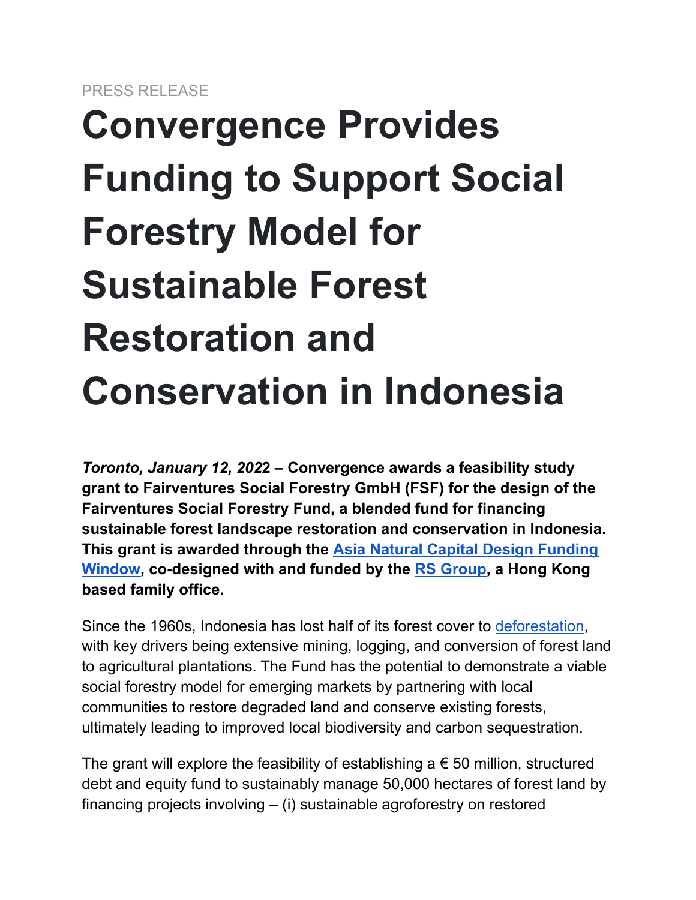PRESS RELEASE

# Convergence Provides Funding to Support Social Forestry Model for Sustainable Forest Restoration and Conservation in Indonesia

***Toronto, January 12, 2022* – Convergence awards a feasibility study grant to Fairventures Social Forestry GmbH (FSF) for the design of the Fairventures Social Forestry Fund, a blended fund for financing sustainable forest landscape restoration and conservation in Indonesia. This grant is awarded through the Asia Natural Capital Design Funding Window, co-designed with and funded by the RS Group, a Hong Kong based family office.**

Since the 1960s, Indonesia has lost half of its forest cover to deforestation, with key drivers being extensive mining, logging, and conversion of forest land to agricultural plantations. The Fund has the potential to demonstrate a viable social forestry model for emerging markets by partnering with local communities to restore degraded land and conserve existing forests, ultimately leading to improved local biodiversity and carbon sequestration.

The grant will explore the feasibility of establishing a € 50 million, structured debt and equity fund to sustainably manage 50,000 hectares of forest land by financing projects involving – (i) sustainable agroforestry on restored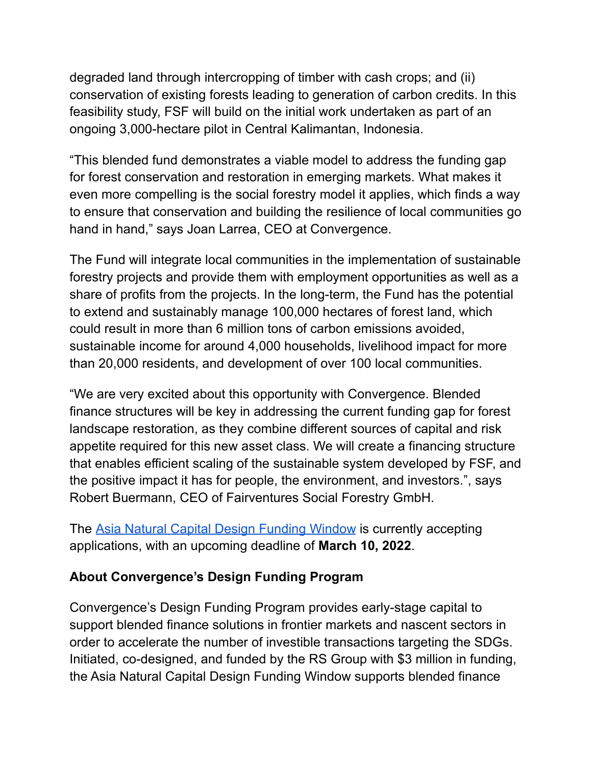degraded land through intercropping of timber with cash crops; and (ii) conservation of existing forests leading to generation of carbon credits. In this feasibility study, FSF will build on the initial work undertaken as part of an ongoing 3,000-hectare pilot in Central Kalimantan, Indonesia.

“This blended fund demonstrates a viable model to address the funding gap for forest conservation and restoration in emerging markets. What makes it even more compelling is the social forestry model it applies, which finds a way to ensure that conservation and building the resilience of local communities go hand in hand,” says Joan Larrea, CEO at Convergence.

The Fund will integrate local communities in the implementation of sustainable forestry projects and provide them with employment opportunities as well as a share of profits from the projects. In the long-term, the Fund has the potential to extend and sustainably manage 100,000 hectares of forest land, which could result in more than 6 million tons of carbon emissions avoided, sustainable income for around 4,000 households, livelihood impact for more than 20,000 residents, and development of over 100 local communities.

“We are very excited about this opportunity with Convergence. Blended finance structures will be key in addressing the current funding gap for forest landscape restoration, as they combine different sources of capital and risk appetite required for this new asset class. We will create a financing structure that enables efficient scaling of the sustainable system developed by FSF, and the positive impact it has for people, the environment, and investors.”, says Robert Buermann, CEO of Fairventures Social Forestry GmbH.

The Asia Natural Capital Design Funding Window is currently accepting applications, with an upcoming deadline of **March 10, 2022**.

### About Convergence’s Design Funding Program

Convergence’s Design Funding Program provides early-stage capital to support blended finance solutions in frontier markets and nascent sectors in order to accelerate the number of investible transactions targeting the SDGs. Initiated, co-designed, and funded by the RS Group with $3 million in funding, the Asia Natural Capital Design Funding Window supports blended finance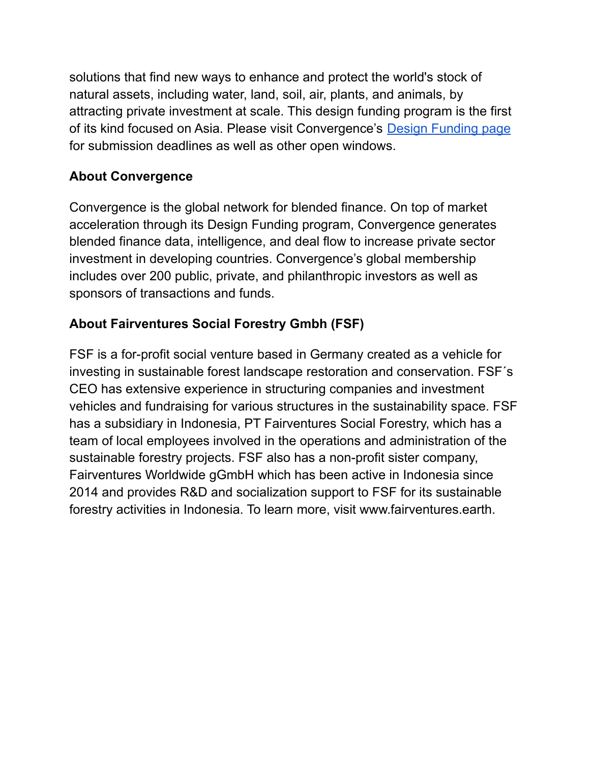solutions that find new ways to enhance and protect the world's stock of natural assets, including water, land, soil, air, plants, and animals, by attracting private investment at scale. This design funding program is the first of its kind focused on Asia. Please visit Convergence's Design Funding page for submission deadlines as well as other open windows.

### About Convergence

Convergence is the global network for blended finance. On top of market acceleration through its Design Funding program, Convergence generates blended finance data, intelligence, and deal flow to increase private sector investment in developing countries. Convergence's global membership includes over 200 public, private, and philanthropic investors as well as sponsors of transactions and funds.

### About Fairventures Social Forestry Gmbh (FSF)

FSF is a for-profit social venture based in Germany created as a vehicle for investing in sustainable forest landscape restoration and conservation. FSF´s CEO has extensive experience in structuring companies and investment vehicles and fundraising for various structures in the sustainability space. FSF has a subsidiary in Indonesia, PT Fairventures Social Forestry, which has a team of local employees involved in the operations and administration of the sustainable forestry projects. FSF also has a non-profit sister company, Fairventures Worldwide gGmbH which has been active in Indonesia since 2014 and provides R&D and socialization support to FSF for its sustainable forestry activities in Indonesia. To learn more, visit www.fairventures.earth.